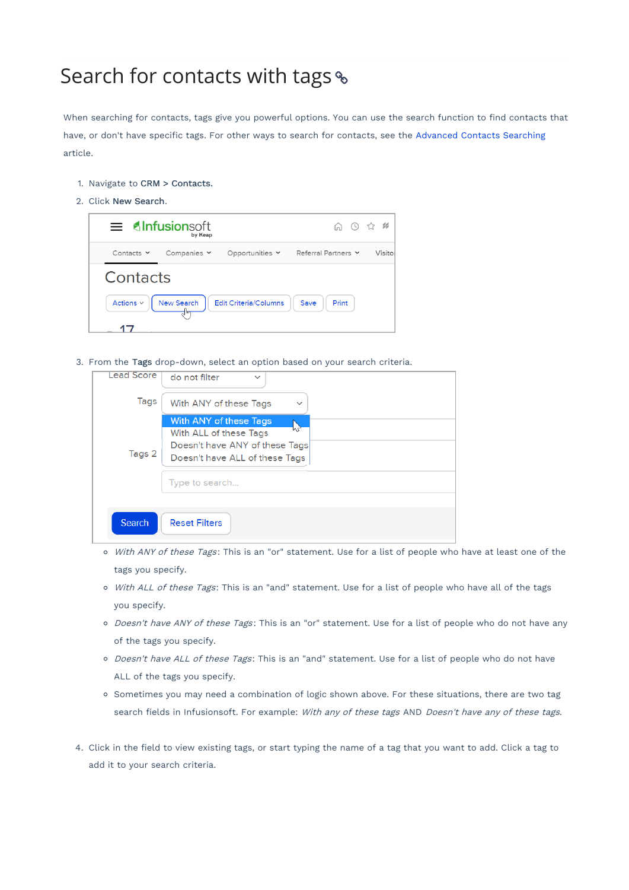# Search for contacts with tags

When searching for contacts, tags give you powerful options. You can use the search function to find contacts that have, or don't have specific tags. For other ways to search for contacts, see the Advanced Contacts Searching article.

1. Navigate to **CRM > Contacts.**
2. Click **New Search**.
3. From the **Tags** drop-down, select an option based on your search criteria.
   - *With ANY of these Tags*: This is an "or" statement. Use for a list of people who have at least one of the tags you specify.
   - *With ALL of these Tags*: This is an "and" statement. Use for a list of people who have all of the tags you specify.
   - *Doesn't have ANY of these Tags*: This is an "or" statement. Use for a list of people who do not have any of the tags you specify.
   - *Doesn't have ALL of these Tags*: This is an "and" statement. Use for a list of people who do not have ALL of the tags you specify.
   - Sometimes you may need a combination of logic shown above. For these situations, there are two tag search fields in Infusionsoft. For example: *With any of these tags* AND *Doesn't have any of these tags.*
4. Click in the field to view existing tags, or start typing the name of a tag that you want to add. Click a tag to add it to your search criteria.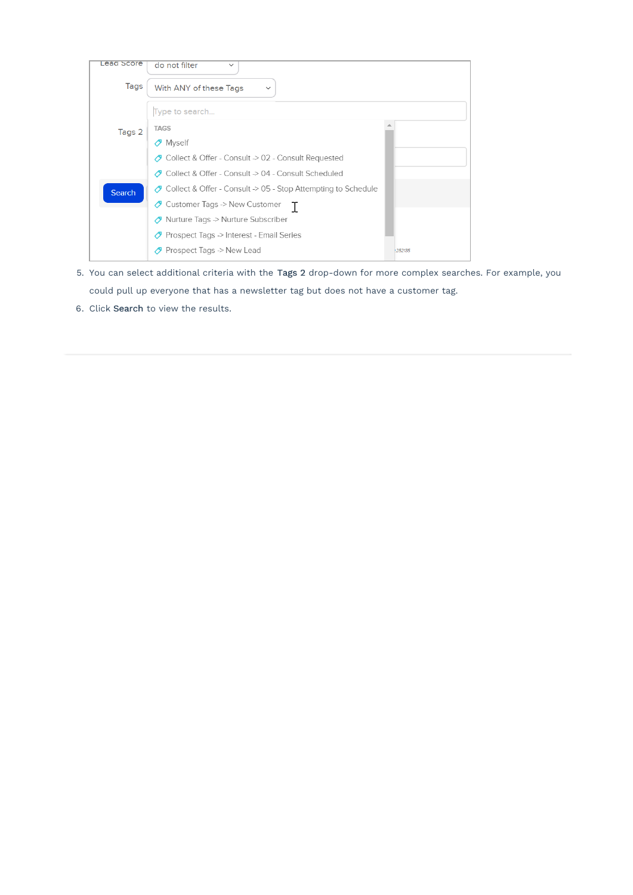5. You can select additional criteria with the **Tags 2** drop-down for more complex searches. For example, you could pull up everyone that has a newsletter tag but does not have a customer tag.
6. Click **Search** to view the results.